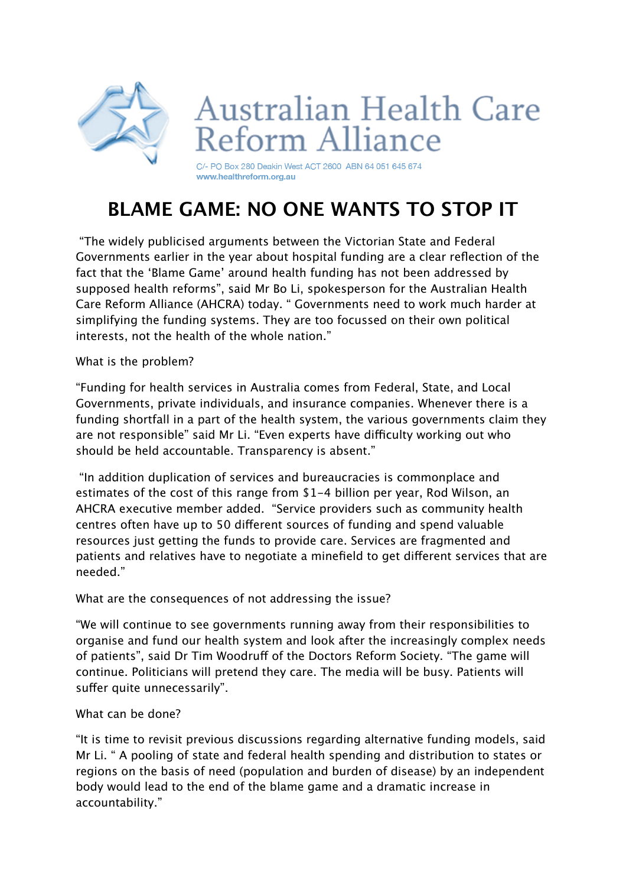Australian Health Care Reform Alliance

C/- PO Box 280 Deakin West ACT 2600 ABN 64 051 645 674
www.healthreform.org.au

# BLAME GAME: NO ONE WANTS TO STOP IT

"The widely publicised arguments between the Victorian State and Federal Governments earlier in the year about hospital funding are a clear reflection of the fact that the 'Blame Game' around health funding has not been addressed by supposed health reforms", said Mr Bo Li, spokesperson for the Australian Health Care Reform Alliance (AHCRA) today. " Governments need to work much harder at simplifying the funding systems. They are too focussed on their own political interests, not the health of the whole nation."

What is the problem?

"Funding for health services in Australia comes from Federal, State, and Local Governments, private individuals, and insurance companies. Whenever there is a funding shortfall in a part of the health system, the various governments claim they are not responsible" said Mr Li. "Even experts have difficulty working out who should be held accountable. Transparency is absent."

"In addition duplication of services and bureaucracies is commonplace and estimates of the cost of this range from $1-4 billion per year, Rod Wilson, an AHCRA executive member added. "Service providers such as community health centres often have up to 50 different sources of funding and spend valuable resources just getting the funds to provide care. Services are fragmented and patients and relatives have to negotiate a minefield to get different services that are needed."

What are the consequences of not addressing the issue?

"We will continue to see governments running away from their responsibilities to organise and fund our health system and look after the increasingly complex needs of patients", said Dr Tim Woodruff of the Doctors Reform Society. "The game will continue. Politicians will pretend they care. The media will be busy. Patients will suffer quite unnecessarily".

What can be done?

"It is time to revisit previous discussions regarding alternative funding models, said Mr Li. " A pooling of state and federal health spending and distribution to states or regions on the basis of need (population and burden of disease) by an independent body would lead to the end of the blame game and a dramatic increase in accountability."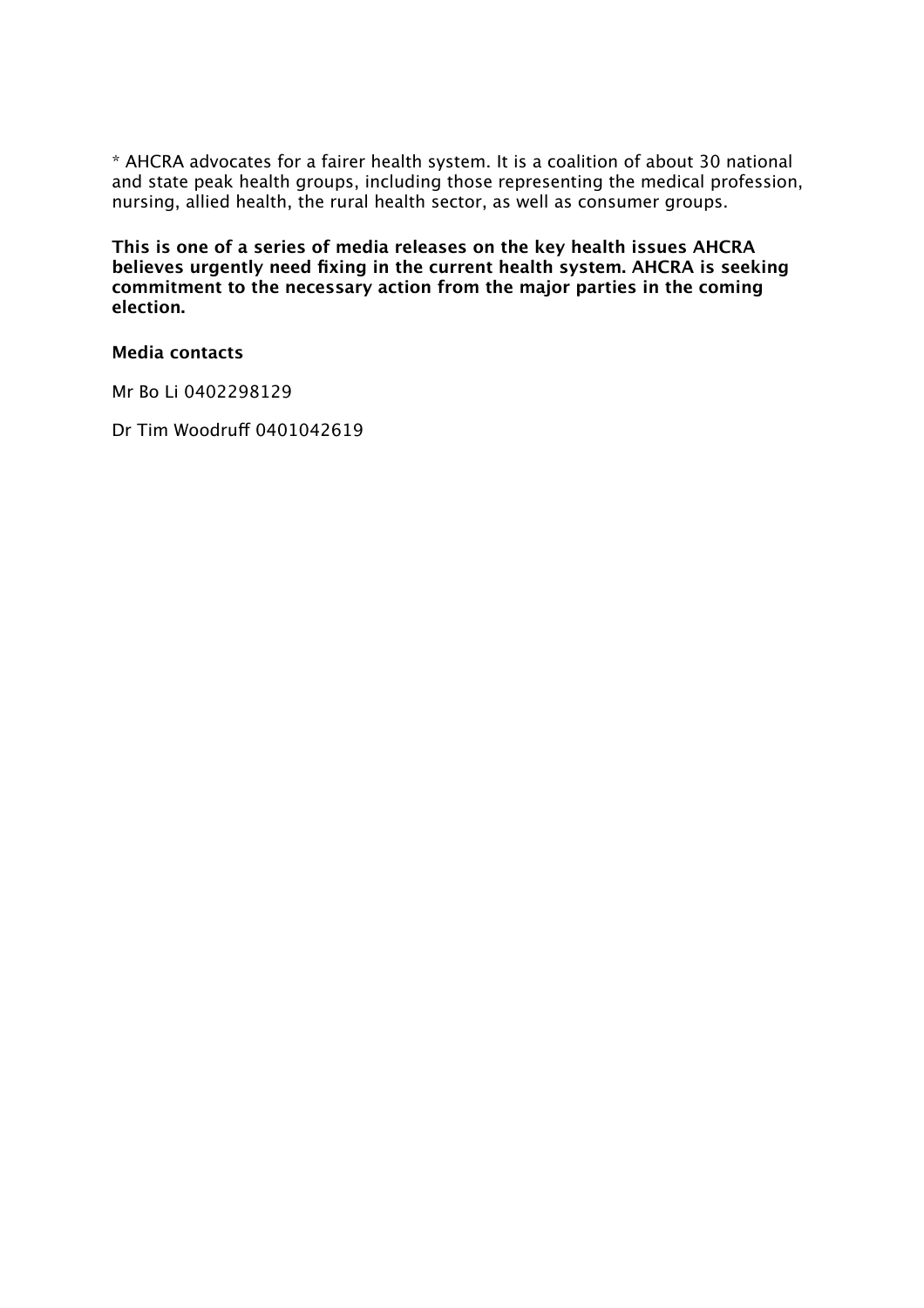* AHCRA advocates for a fairer health system. It is a coalition of about 30 national and state peak health groups, including those representing the medical profession, nursing, allied health, the rural health sector, as well as consumer groups.

**This is one of a series of media releases on the key health issues AHCRA believes urgently need fixing in the current health system. AHCRA is seeking commitment to the necessary action from the major parties in the coming election.**

**Media contacts**

Mr Bo Li 0402298129

Dr Tim Woodruff 0401042619